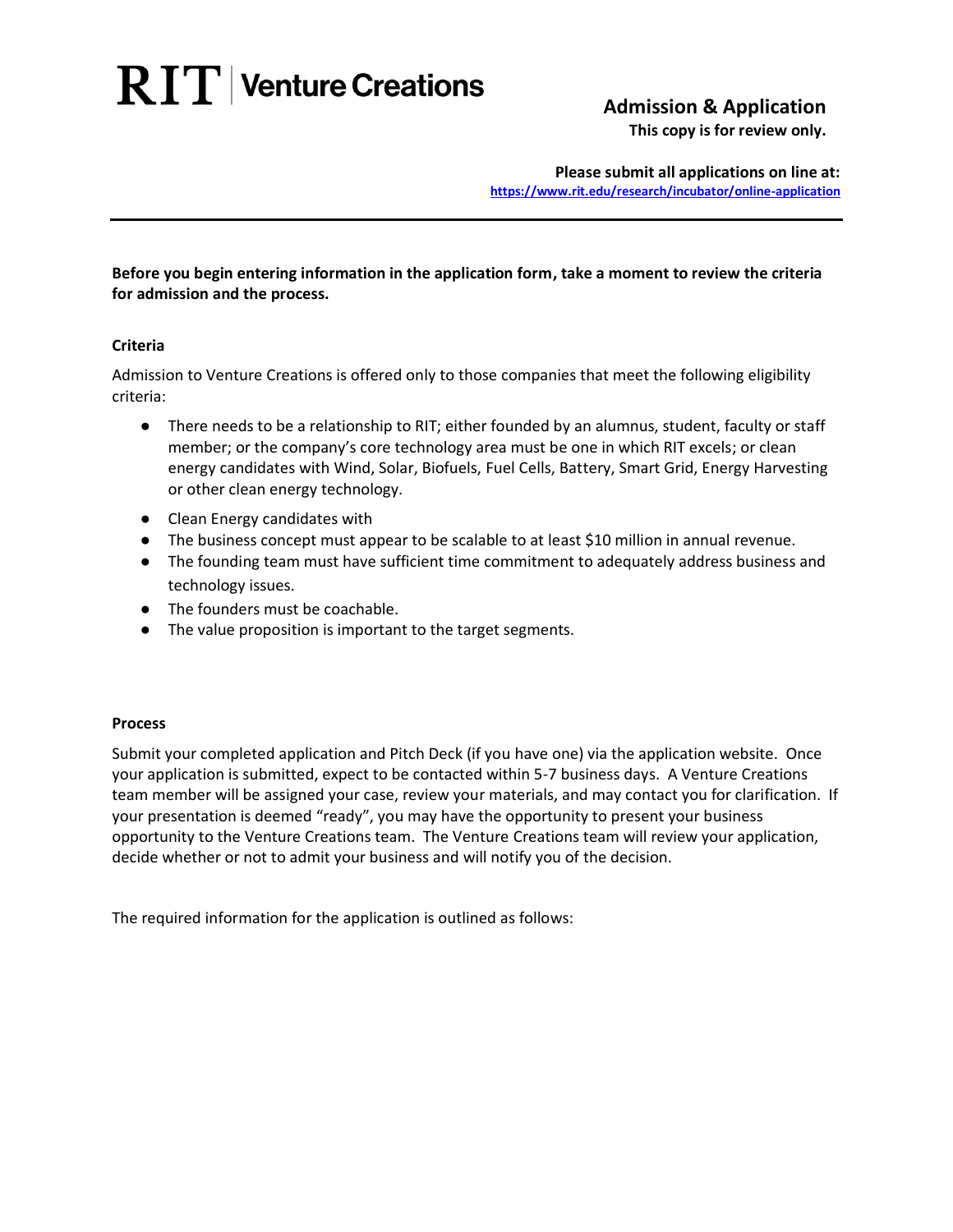# RIT | Venture Creations

## Admission & Application

**This copy is for review only.**

**Please submit all applications on line at:**
https://www.rit.edu/research/incubator/online-application

---

**Before you begin entering information in the application form, take a moment to review the criteria for admission and the process.**

### Criteria

Admission to Venture Creations is offered only to those companies that meet the following eligibility criteria:

- There needs to be a relationship to RIT; either founded by an alumnus, student, faculty or staff member; or the company's core technology area must be one in which RIT excels; or clean energy candidates with Wind, Solar, Biofuels, Fuel Cells, Battery, Smart Grid, Energy Harvesting or other clean energy technology.
- Clean Energy candidates with
- The business concept must appear to be scalable to at least $10 million in annual revenue.
- The founding team must have sufficient time commitment to adequately address business and technology issues.
- The founders must be coachable.
- The value proposition is important to the target segments.

### Process

Submit your completed application and Pitch Deck (if you have one) via the application website. Once your application is submitted, expect to be contacted within 5-7 business days. A Venture Creations team member will be assigned your case, review your materials, and may contact you for clarification. If your presentation is deemed "ready", you may have the opportunity to present your business opportunity to the Venture Creations team. The Venture Creations team will review your application, decide whether or not to admit your business and will notify you of the decision.

The required information for the application is outlined as follows: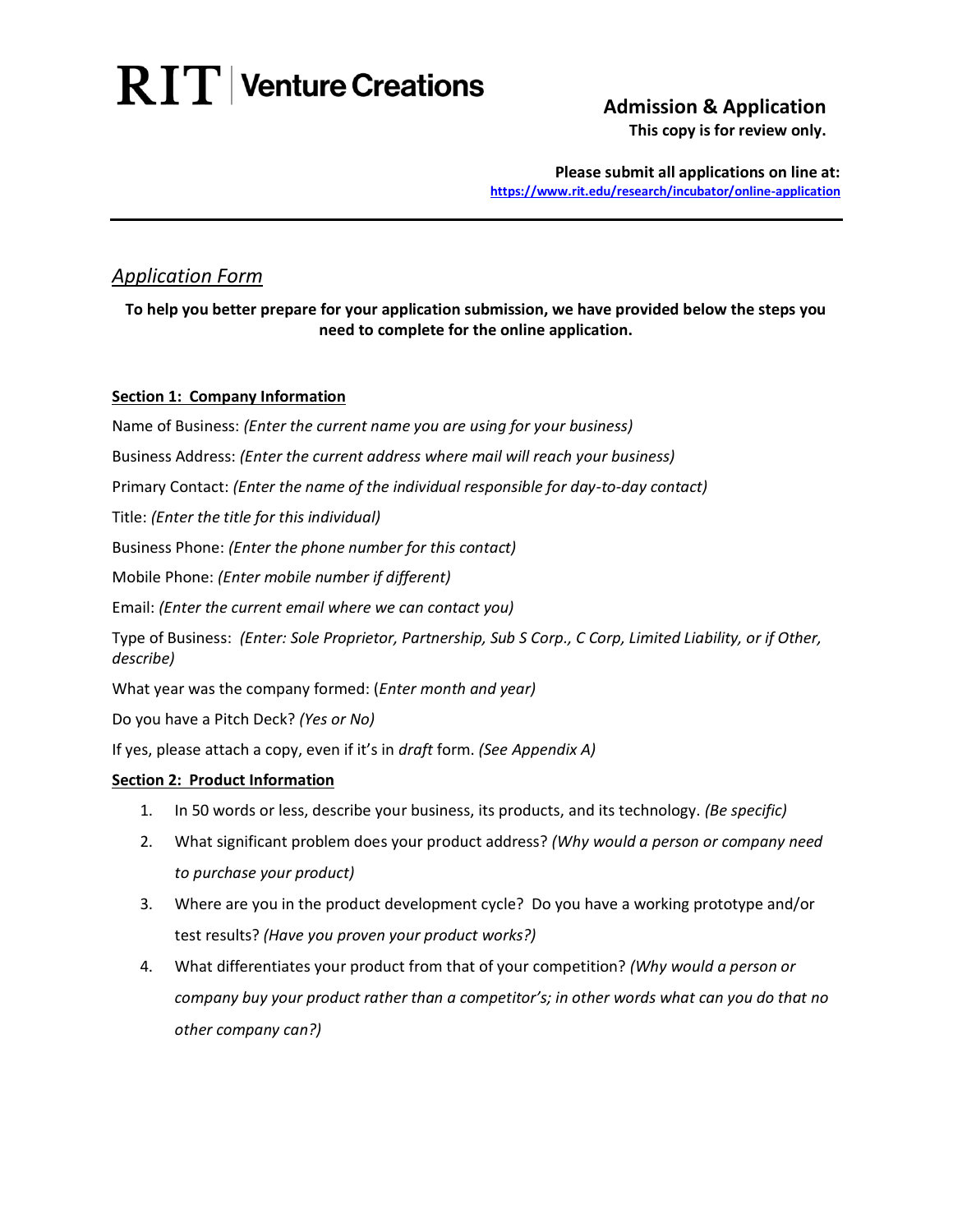# RIT | Venture Creations

## Admission & Application

**This copy is for review only.**

**Please submit all applications on line at:**
https://www.rit.edu/research/incubator/online-application

---

## *Application Form*

**To help you better prepare for your application submission, we have provided below the steps you need to complete for the online application.**

**Section 1: Company Information**

Name of Business: *(Enter the current name you are using for your business)*

Business Address: *(Enter the current address where mail will reach your business)*

Primary Contact: *(Enter the name of the individual responsible for day-to-day contact)*

Title: *(Enter the title for this individual)*

Business Phone: *(Enter the phone number for this contact)*

Mobile Phone: *(Enter mobile number if different)*

Email: *(Enter the current email where we can contact you)*

Type of Business: *(Enter: Sole Proprietor, Partnership, Sub S Corp., C Corp, Limited Liability, or if Other, describe)*

What year was the company formed: (*Enter month and year)*

Do you have a Pitch Deck? *(Yes or No)*

If yes, please attach a copy, even if it's in *draft* form. *(See Appendix A)*

**Section 2: Product Information**

1. In 50 words or less, describe your business, its products, and its technology. *(Be specific)*
2. What significant problem does your product address? *(Why would a person or company need to purchase your product)*
3. Where are you in the product development cycle? Do you have a working prototype and/or test results? *(Have you proven your product works?)*
4. What differentiates your product from that of your competition? *(Why would a person or company buy your product rather than a competitor's; in other words what can you do that no other company can?)*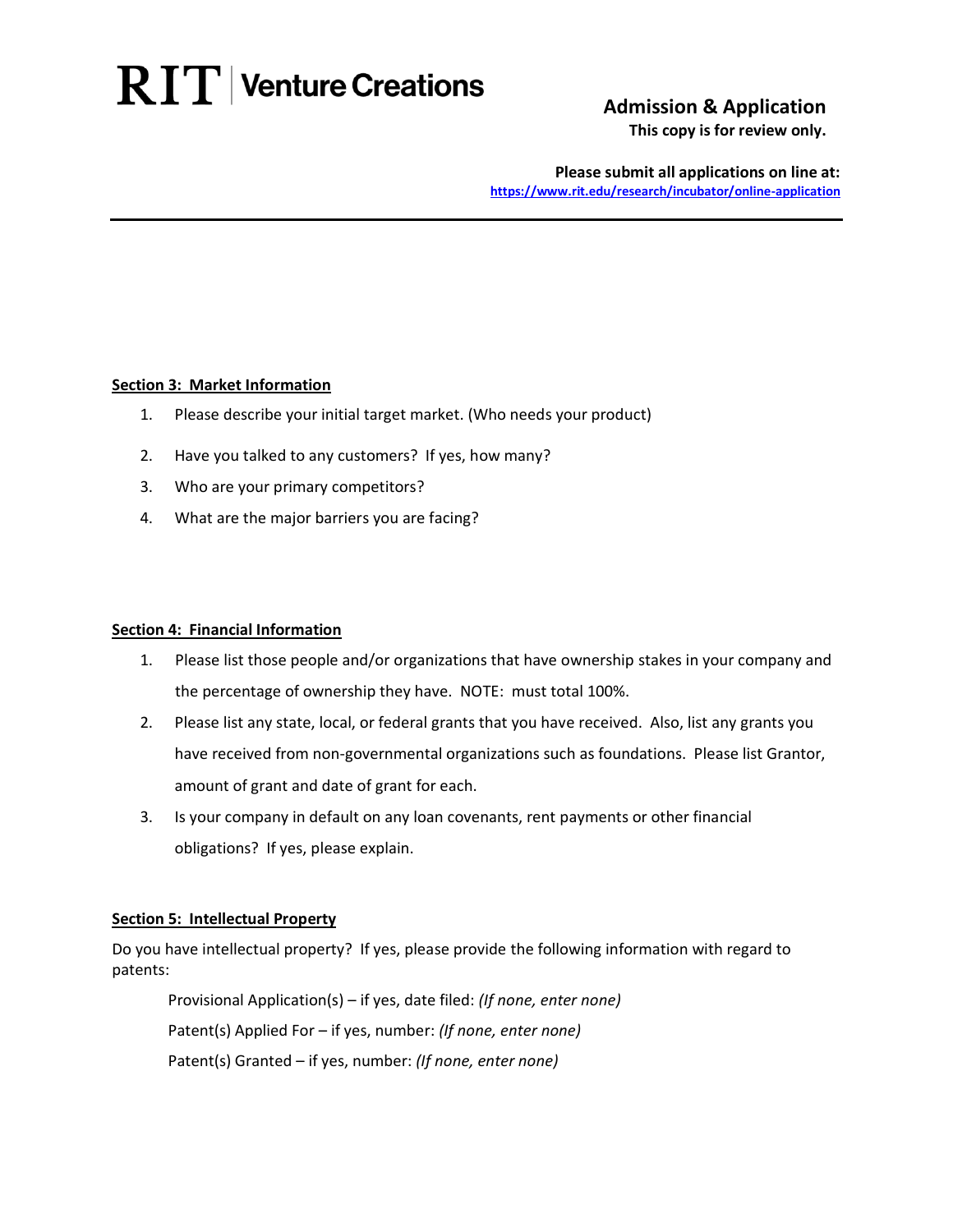# RIT | Venture Creations

## Admission & Application

**This copy is for review only.**

**Please submit all applications on line at:**
https://www.rit.edu/research/incubator/online-application

---

**Section 3: Market Information**

1. Please describe your initial target market. (Who needs your product)
2. Have you talked to any customers? If yes, how many?
3. Who are your primary competitors?
4. What are the major barriers you are facing?

**Section 4: Financial Information**

1. Please list those people and/or organizations that have ownership stakes in your company and the percentage of ownership they have. NOTE: must total 100%.
2. Please list any state, local, or federal grants that you have received. Also, list any grants you have received from non-governmental organizations such as foundations. Please list Grantor, amount of grant and date of grant for each.
3. Is your company in default on any loan covenants, rent payments or other financial obligations? If yes, please explain.

**Section 5: Intellectual Property**

Do you have intellectual property? If yes, please provide the following information with regard to patents:

Provisional Application(s) – if yes, date filed: *(If none, enter none)*

Patent(s) Applied For – if yes, number: *(If none, enter none)*

Patent(s) Granted – if yes, number: *(If none, enter none)*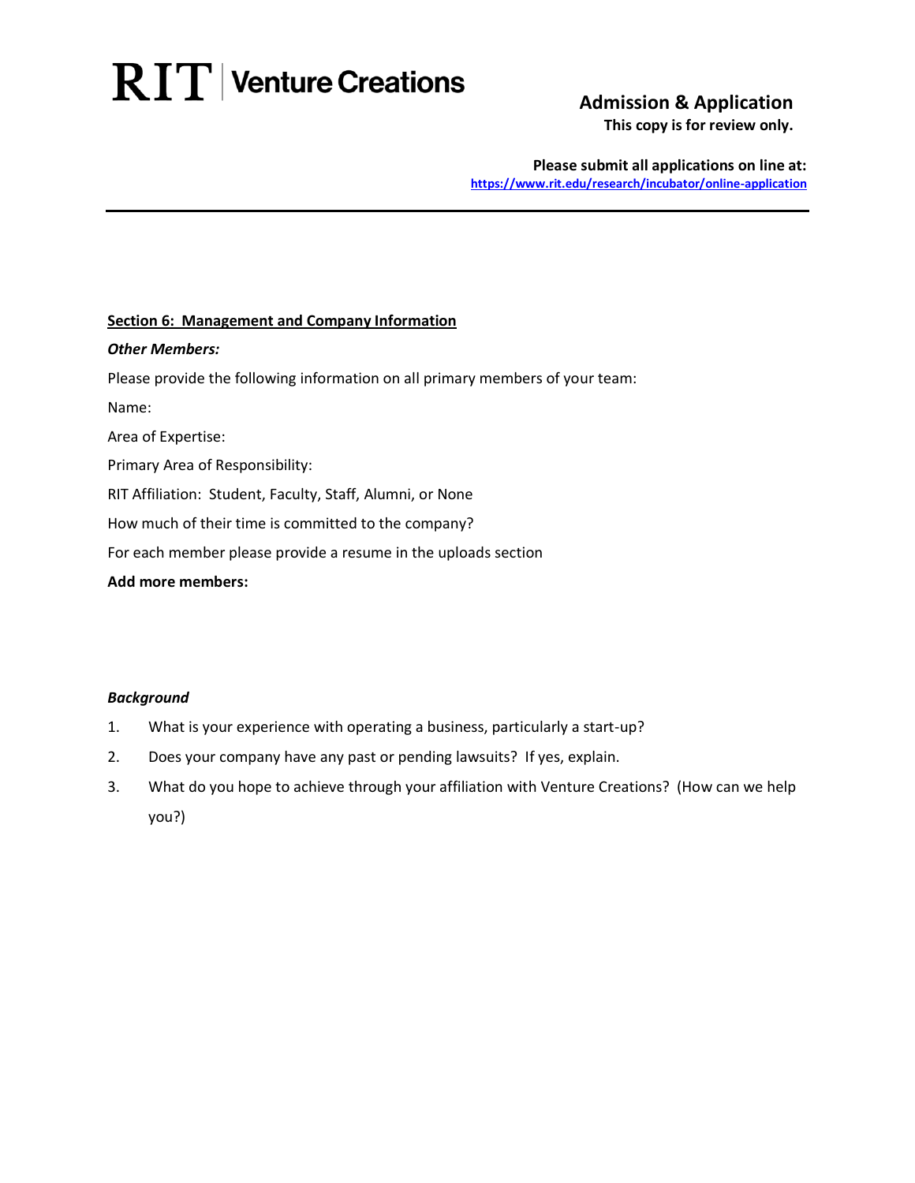**RIT | Venture Creations**

## Admission & Application

**This copy is for review only.**

**Please submit all applications on line at:**
https://www.rit.edu/research/incubator/online-application

---

**Section 6: Management and Company Information**

***Other Members:***

Please provide the following information on all primary members of your team:

Name:

Area of Expertise:

Primary Area of Responsibility:

RIT Affiliation: Student, Faculty, Staff, Alumni, or None

How much of their time is committed to the company?

For each member please provide a resume in the uploads section

**Add more members:**

***Background***

1. What is your experience with operating a business, particularly a start-up?
2. Does your company have any past or pending lawsuits? If yes, explain.
3. What do you hope to achieve through your affiliation with Venture Creations? (How can we help you?)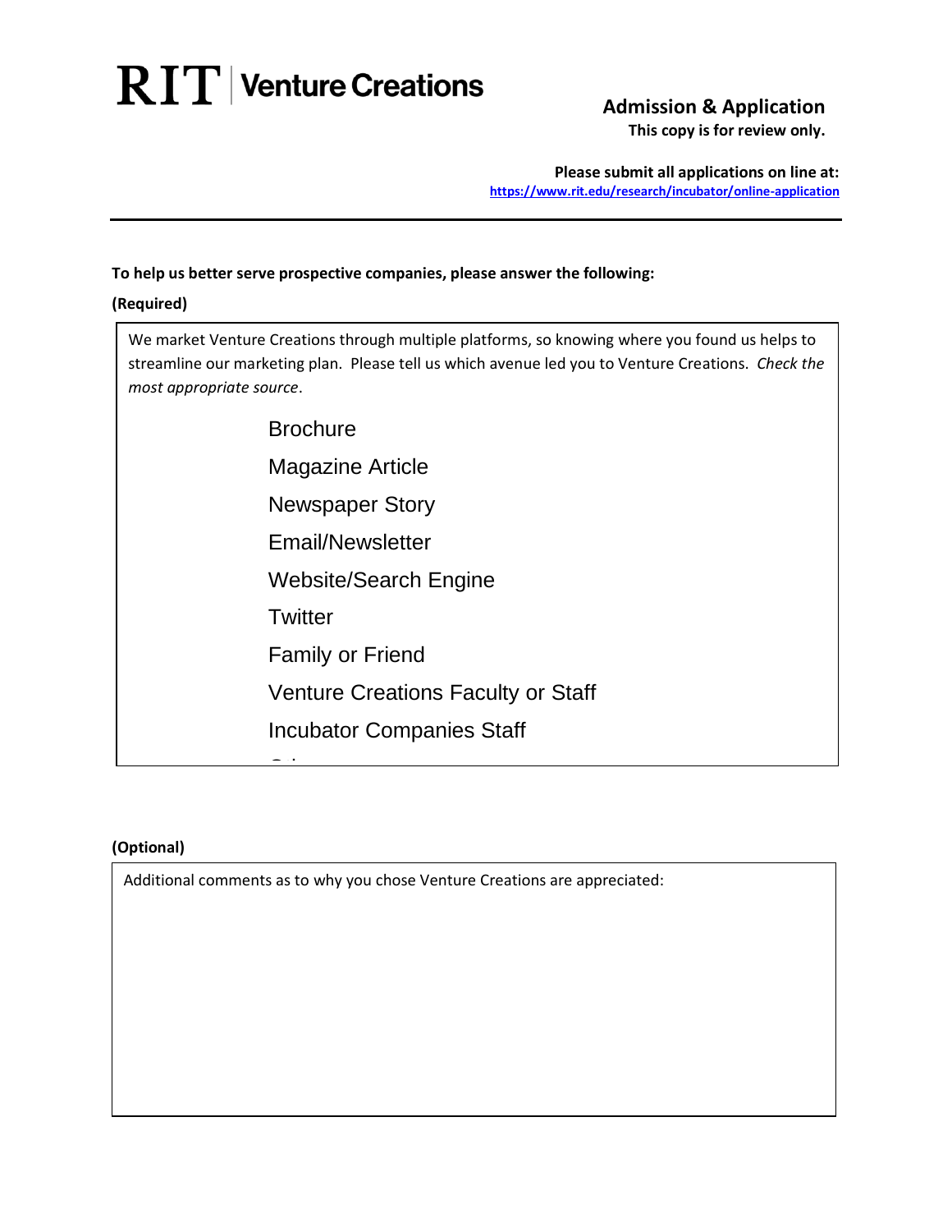# RIT | Venture Creations

**Admission & Application**

**This copy is for review only.**

**Please submit all applications on line at:**
https://www.rit.edu/research/incubator/online-application

---

**To help us better serve prospective companies, please answer the following:**

**(Required)**

We market Venture Creations through multiple platforms, so knowing where you found us helps to streamline our marketing plan. Please tell us which avenue led you to Venture Creations. *Check the most appropriate source*.

- Brochure
- Magazine Article
- Newspaper Story
- Email/Newsletter
- Website/Search Engine
- Twitter
- Family or Friend
- Venture Creations Faculty or Staff
- Incubator Companies Staff

**(Optional)**

Additional comments as to why you chose Venture Creations are appreciated: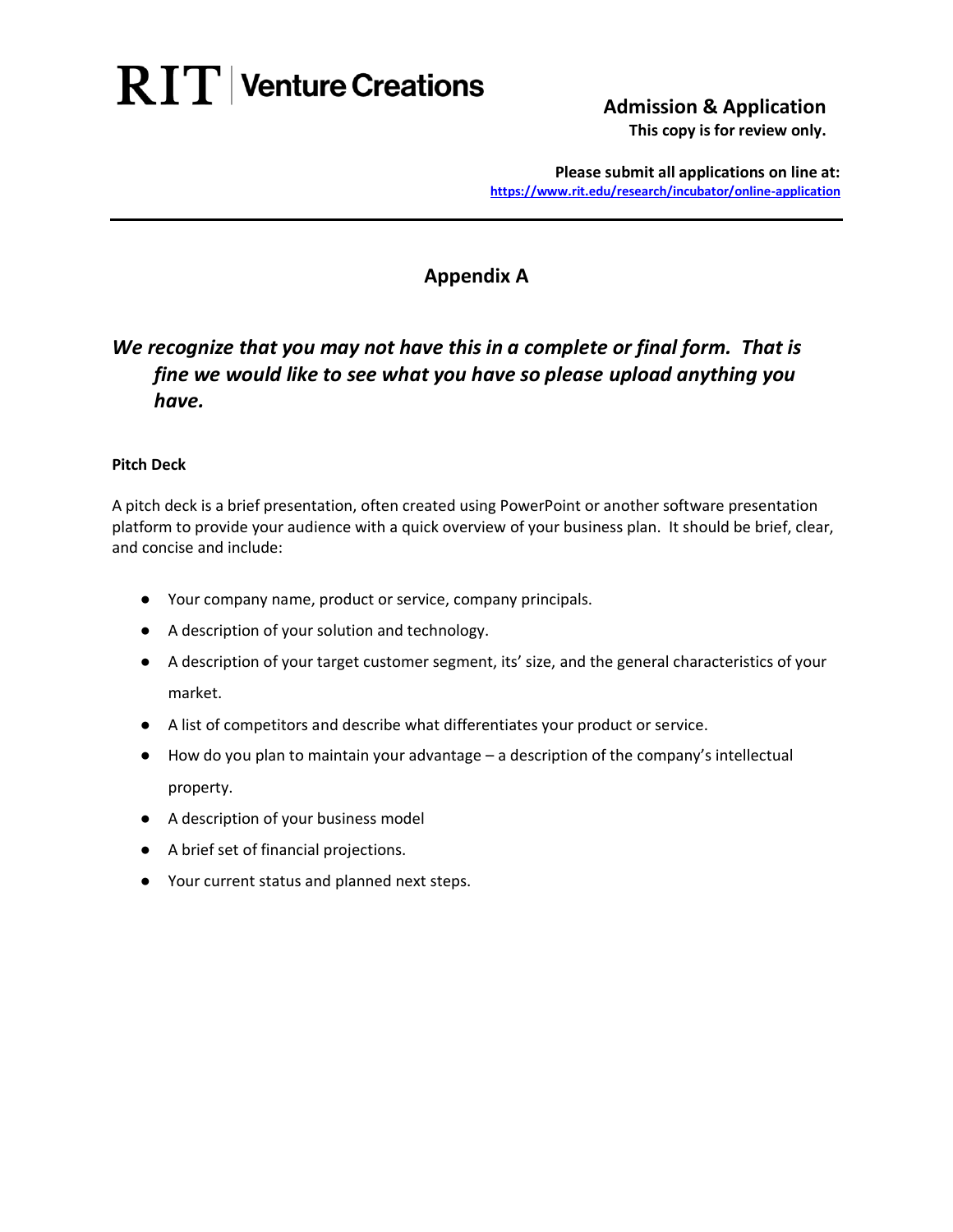**RIT | Venture Creations**

**Admission & Application**
**This copy is for review only.**

**Please submit all applications on line at:**
https://www.rit.edu/research/incubator/online-application

## Appendix A

***We recognize that you may not have this in a complete or final form. That is fine we would like to see what you have so please upload anything you have.***

**Pitch Deck**

A pitch deck is a brief presentation, often created using PowerPoint or another software presentation platform to provide your audience with a quick overview of your business plan. It should be brief, clear, and concise and include:

- Your company name, product or service, company principals.
- A description of your solution and technology.
- A description of your target customer segment, its' size, and the general characteristics of your market.
- A list of competitors and describe what differentiates your product or service.
- How do you plan to maintain your advantage – a description of the company's intellectual property.
- A description of your business model
- A brief set of financial projections.
- Your current status and planned next steps.